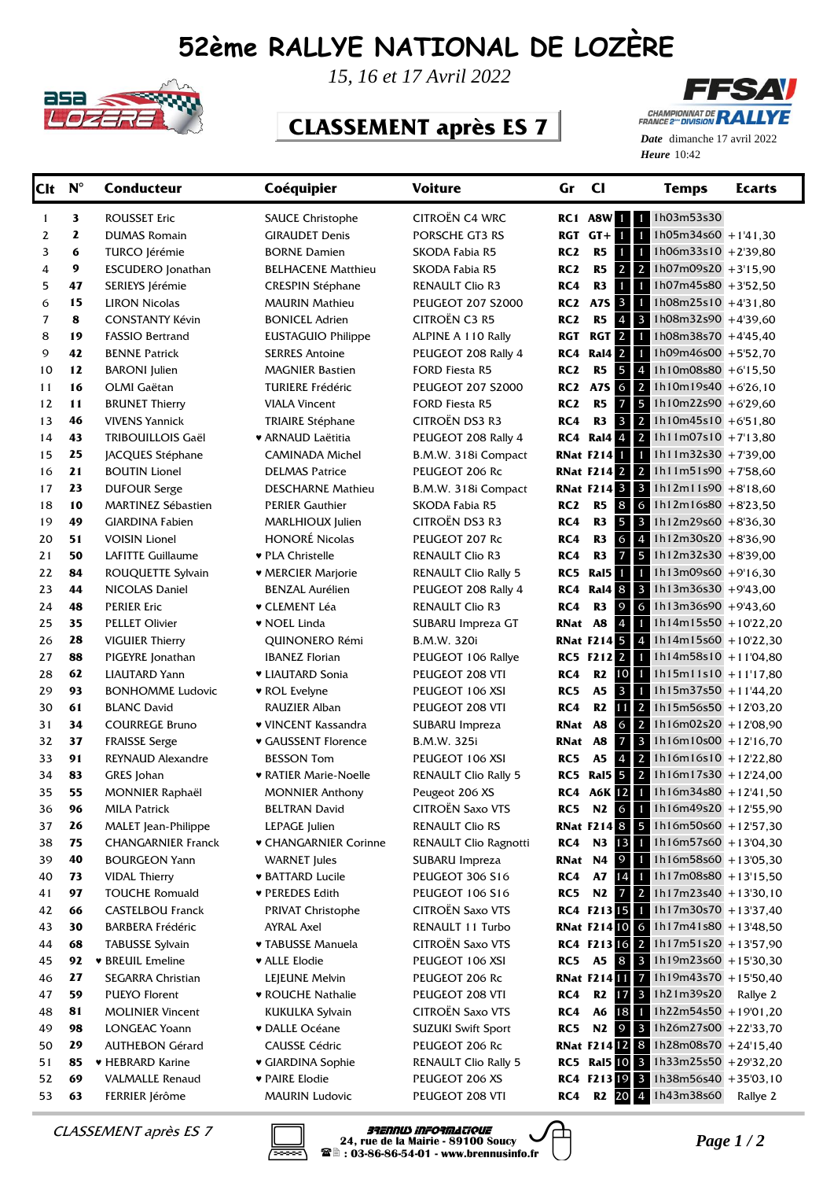# 52ème RALLYE NATIONAL DE LOZÈRE

*15, 16 et 17 Avril 2022*

## CLASSEMENT après ES 7

**Date** dimanche 17 avril 2022
**Heure** 10:42

| Clt | N° | Conducteur | Coéquipier | Voiture | Gr | Cl | | | Temps | Ecarts |
|---|---|---|---|---|---|---|---|---|---|---|
| 1 | 3 | ROUSSET Eric | SAUCE Christophe | CITROËN C4 WRC | RC1 | A8W | 1 | 1 | 1h03m53s30 | |
| 2 | 2 | DUMAS Romain | GIRAUDET Denis | PORSCHE GT3 RS | RGT | GT+ | 1 | 1 | 1h05m34s60 | +1'41,30 |
| 3 | 6 | TURCO Jérémie | BORNE Damien | SKODA Fabia R5 | RC2 | R5 | 1 | 1 | 1h06m33s10 | +2'39,80 |
| 4 | 9 | ESCUDERO Jonathan | BELHACENE Matthieu | SKODA Fabia R5 | RC2 | R5 | 2 | 2 | 1h07m09s20 | +3'15,90 |
| 5 | 47 | SERIEYS Jérémie | CRESPIN Stéphane | RENAULT Clio R3 | RC4 | R3 | 1 | 1 | 1h07m45s80 | +3'52,50 |
| 6 | 15 | LIRON Nicolas | MAURIN Mathieu | PEUGEOT 207 S2000 | RC2 | A7S | 3 | 1 | 1h08m25s10 | +4'31,80 |
| 7 | 8 | CONSTANTY Kévin | BONICEL Adrien | CITROËN C3 R5 | RC2 | R5 | 4 | 3 | 1h08m32s90 | +4'39,60 |
| 8 | 19 | FASSIO Bertrand | EUSTAQUIO Philippe | ALPINE A 110 Rally | RGT | RGT | 2 | 1 | 1h08m38s70 | +4'45,40 |
| 9 | 42 | BENNE Patrick | SERRES Antoine | PEUGEOT 208 Rally 4 | RC4 | Ral4 | 2 | 1 | 1h09m46s00 | +5'52,70 |
| 10 | 12 | BARONI Julien | MAGNIER Bastien | FORD Fiesta R5 | RC2 | R5 | 5 | 4 | 1h10m08s80 | +6'15,50 |
| 11 | 16 | OLMI Gaëtan | TURIERE Frédéric | PEUGEOT 207 S2000 | RC2 | A7S | 6 | 2 | 1h10m19s40 | +6'26,10 |
| 12 | 11 | BRUNET Thierry | VIALA Vincent | FORD Fiesta R5 | RC2 | R5 | 7 | 5 | 1h10m22s90 | +6'29,60 |
| 13 | 46 | VIVENS Yannick | TRIAIRE Stéphane | CITROËN DS3 R3 | RC4 | R3 | 3 | 2 | 1h10m45s10 | +6'51,80 |
| 14 | 43 | TRIBOUILLOIS Gaël | ♥ ARNAUD Laëtitia | PEUGEOT 208 Rally 4 | RC4 | Ral4 | 4 | 2 | 1h11m07s10 | +7'13,80 |
| 15 | 25 | JACQUES Stéphane | CAMINADA Michel | B.M.W. 318i Compact | RNat | F214 | 1 | 1 | 1h11m32s30 | +7'39,00 |
| 16 | 21 | BOUTIN Lionel | DELMAS Patrice | PEUGEOT 206 Rc | RNat | F214 | 2 | 2 | 1h11m51s90 | +7'58,60 |
| 17 | 23 | DUFOUR Serge | DESCHARNE Mathieu | B.M.W. 318i Compact | RNat | F214 | 3 | 3 | 1h12m11s90 | +8'18,60 |
| 18 | 10 | MARTINEZ Sébastien | PERIER Gauthier | SKODA Fabia R5 | RC2 | R5 | 8 | 6 | 1h12m16s80 | +8'23,50 |
| 19 | 49 | GIARDINA Fabien | MARLHIOUX Julien | CITROËN DS3 R3 | RC4 | R3 | 5 | 3 | 1h12m29s60 | +8'36,30 |
| 20 | 51 | VOISIN Lionel | HONORÉ Nicolas | PEUGEOT 207 Rc | RC4 | R3 | 6 | 4 | 1h12m30s20 | +8'36,90 |
| 21 | 50 | LAFITTE Guillaume | ♥ PLA Christelle | RENAULT Clio R3 | RC4 | R3 | 7 | 5 | 1h12m32s30 | +8'39,00 |
| 22 | 84 | ROUQUETTE Sylvain | ♥ MERCIER Marjorie | RENAULT Clio Rally 5 | RC5 | Ral5 | 1 | 1 | 1h13m09s60 | +9'16,30 |
| 23 | 44 | NICOLAS Daniel | BENZAL Aurélien | PEUGEOT 208 Rally 4 | RC4 | Ral4 | 8 | 3 | 1h13m36s30 | +9'43,00 |
| 24 | 48 | PERIER Eric | ♥ CLEMENT Léa | RENAULT Clio R3 | RC4 | R3 | 9 | 6 | 1h13m36s90 | +9'43,60 |
| 25 | 35 | PELLET Olivier | ♥ NOEL Luna | SUBARU Impreza GT | RNat | A8 | 4 | 1 | 1h14m15s50 | +10'22,20 |
| 26 | 28 | VIGUIER Thierry | QUINONERO Rémi | B.M.W. 320i | RNat | F214 | 5 | 4 | 1h14m15s60 | +10'22,30 |
| 27 | 88 | PIGEYRE Jonathan | IBANEZ Florian | PEUGEOT 106 Rallye | RC5 | F212 | 2 | 1 | 1h14m58s10 | +11'04,80 |
| 28 | 62 | LIAUTARD Yann | ♥ LIAUTARD Sonia | PEUGEOT 208 VTI | RC4 | R2 | 10 | 1 | 1h15m11s10 | +11'17,80 |
| 29 | 93 | BONHOMME Ludovic | ♥ ROL Evelyne | PEUGEOT 106 XSI | RC5 | A5 | 3 | 1 | 1h15m37s50 | +11'44,20 |
| 30 | 61 | BLANC David | RAUZIER Alban | PEUGEOT 208 VTI | RC4 | R2 | 11 | 2 | 1h15m56s50 | +12'03,20 |
| 31 | 34 | COURREGE Bruno | ♥ VINCENT Kassandra | SUBARU Impreza | RNat | A8 | 6 | 2 | 1h16m02s20 | +12'08,90 |
| 32 | 37 | FRAISSE Serge | ♥ GAUSSENT Florence | B.M.W. 325i | RNat | A8 | 7 | 3 | 1h16m10s00 | +12'16,70 |
| 33 | 91 | REYNAUD Alexandre | BESSON Tom | PEUGEOT 106 XSI | RC5 | A5 | 4 | 2 | 1h16m16s10 | +12'22,80 |
| 34 | 83 | GRES Johan | ♥ RATIER Marie-Noelle | RENAULT Clio Rally 5 | RC5 | Ral5 | 5 | 2 | 1h16m17s30 | +12'24,00 |
| 35 | 55 | MONNIER Raphaël | MONNIER Anthony | Peugeot 206 XS | RC4 | A6K | 12 | 1 | 1h16m34s80 | +12'41,50 |
| 36 | 96 | MILA Patrick | BELTRAN David | CITROËN Saxo VTS | RC5 | N2 | 6 | 1 | 1h16m49s20 | +12'55,90 |
| 37 | 26 | MALET Jean-Philippe | LEPAGE Julien | RENAULT Clio RS | RNat | F214 | 8 | 5 | 1h16m50s60 | +12'57,30 |
| 38 | 75 | CHANGARNIER Franck | ♥ CHANGARNIER Corinne | RENAULT Clio Ragnotti | RC4 | N3 | 13 | 1 | 1h16m57s60 | +13'04,30 |
| 39 | 40 | BOURGEON Yann | WARNET Jules | SUBARU Impreza | RNat | N4 | 9 | 1 | 1h16m58s60 | +13'05,30 |
| 40 | 73 | VIDAL Thierry | ♥ BATTARD Lucile | PEUGEOT 306 S16 | RC4 | A7 | 14 | 1 | 1h17m08s80 | +13'15,50 |
| 41 | 97 | TOUCHE Romuald | ♥ PEREDES Edith | PEUGEOT 106 S16 | RC5 | N2 | 7 | 2 | 1h17m23s40 | +13'30,10 |
| 42 | 66 | CASTELBOU Franck | PRIVAT Christophe | CITROËN Saxo VTS | RC4 | F213 | 15 | 1 | 1h17m30s70 | +13'37,40 |
| 43 | 30 | BARBERA Frédéric | AYRAL Axel | RENAULT 11 Turbo | RNat | F214 | 10 | 6 | 1h17m41s80 | +13'48,50 |
| 44 | 68 | TABUSSE Sylvain | ♥ TABUSSE Manuela | CITROËN Saxo VTS | RC4 | F213 | 16 | 2 | 1h17m51s20 | +13'57,90 |
| 45 | 92 | ♥ BREUIL Emeline | ♥ ALLE Elodie | PEUGEOT 106 XSI | RC5 | A5 | 8 | 3 | 1h19m23s60 | +15'30,30 |
| 46 | 27 | SEGARRA Christian | LEJEUNE Melvin | PEUGEOT 206 Rc | RNat | F214 | 11 | 7 | 1h19m43s70 | +15'50,40 |
| 47 | 59 | PUEYO Florent | ♥ ROUCHE Nathalie | PEUGEOT 208 VTI | RC4 | R2 | 17 | 3 | 1h21m39s20 | Rallye 2 |
| 48 | 81 | MOLINIER Vincent | KUKULKA Sylvain | CITROËN Saxo VTS | RC4 | A6 | 18 | 1 | 1h22m54s50 | +19'01,20 |
| 49 | 98 | LONGEAC Yoann | ♥ DALLE Océane | SUZUKI Swift Sport | RC5 | N2 | 9 | 3 | 1h26m27s00 | +22'33,70 |
| 50 | 29 | AUTHEBON Gérard | CAUSSE Cédric | PEUGEOT 206 Rc | RNat | F214 | 12 | 8 | 1h28m08s70 | +24'15,40 |
| 51 | 85 | ♥ HEBRARD Karine | ♥ GIARDINA Sophie | RENAULT Clio Rally 5 | RC5 | Ral5 | 10 | 3 | 1h33m25s50 | +29'32,20 |
| 52 | 69 | VALMALLE Renaud | ♥ PAIRE Elodie | PEUGEOT 206 XS | RC4 | F213 | 19 | 3 | 1h38m56s40 | +35'03,10 |
| 53 | 63 | FERRIER Jérôme | MAURIN Ludovic | PEUGEOT 208 VTI | RC4 | R2 | 20 | 4 | 1h43m38s60 | Rallye 2 |

*CLASSEMENT après ES 7*

BRENNUS INFORMATIQUE
24, rue de la Mairie - 89100 Soucy
: 03-86-86-54-01 - www.brennusinfo.fr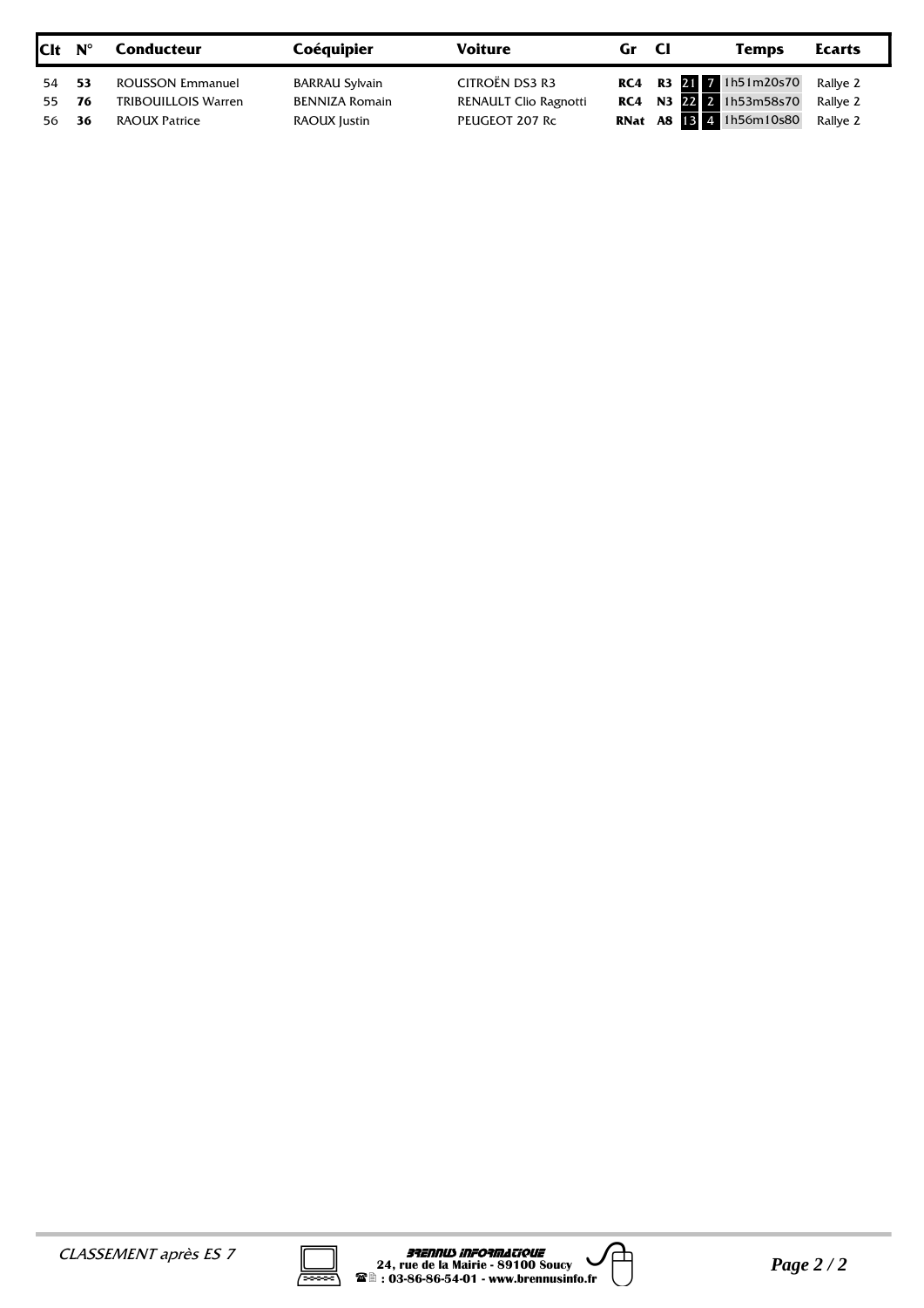| Clt | N° | Conducteur | Coéquipier | Voiture | Gr | Cl | | | Temps | Ecarts |
|---|---|---|---|---|---|---|---|---|---|---|
| 54 | **53** | ROUSSON Emmanuel | BARRAU Sylvain | CITROËN DS3 R3 | **RC4** | **R3** | 21 | 7 | 1h51m20s70 | Rallye 2 |
| 55 | **76** | TRIBOUILLOIS Warren | BENNIZA Romain | RENAULT Clio Ragnotti | **RC4** | **N3** | 22 | 2 | 1h53m58s70 | Rallye 2 |
| 56 | **36** | RAOUX Patrice | RAOUX Justin | PEUGEOT 207 Rc | **RNat** | **A8** | 13 | 4 | 1h56m10s80 | Rallye 2 |